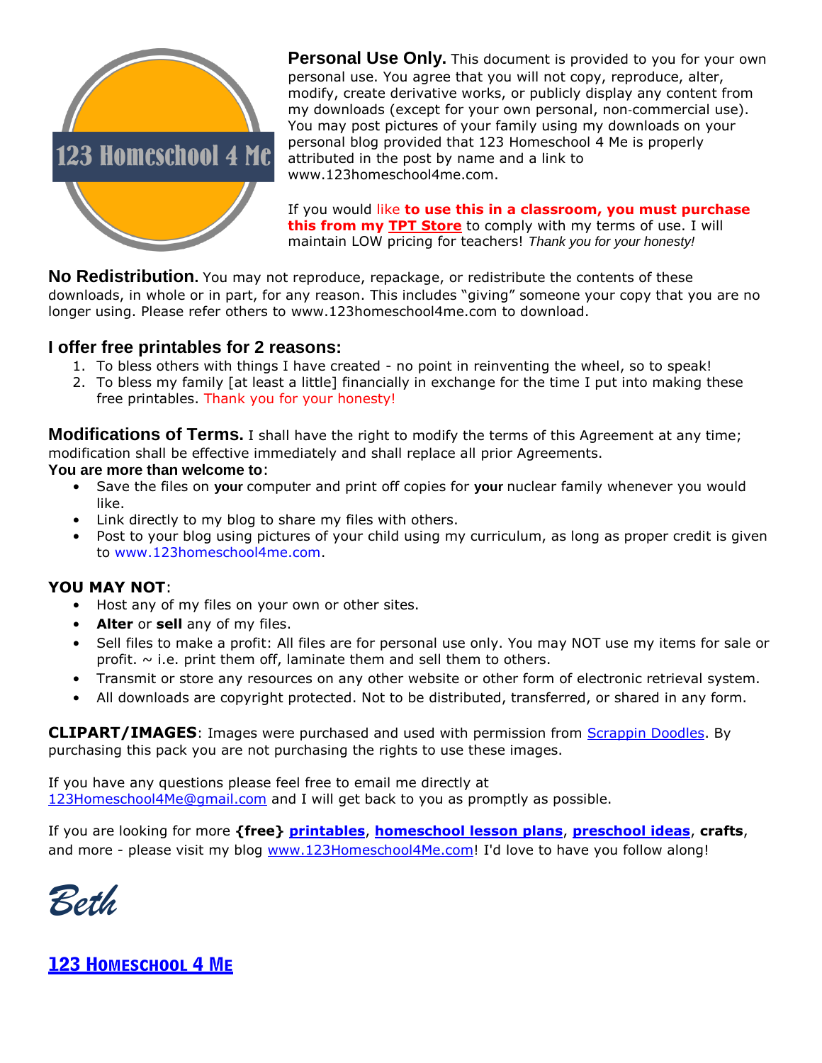123 Homeschool 4 Me

**Personal Use Only.** This document is provided to you for your own personal use. You agree that you will not copy, reproduce, alter, modify, create derivative works, or publicly display any content from my downloads (except for your own personal, non-commercial use). You may post pictures of your family using my downloads on your personal blog provided that 123 Homeschool 4 Me is properly attributed in the post by name and a link to www.123homeschool4me.com.

If you would like **to use this in a classroom, you must purchase this from my TPT Store** to comply with my terms of use. I will maintain LOW pricing for teachers! *Thank you for your honesty!*

**No Redistribution.** You may not reproduce, repackage, or redistribute the contents of these downloads, in whole or in part, for any reason. This includes "giving" someone your copy that you are no longer using. Please refer others to www.123homeschool4me.com to download.

### I offer free printables for 2 reasons:

1. To bless others with things I have created - no point in reinventing the wheel, so to speak!
2. To bless my family [at least a little] financially in exchange for the time I put into making these free printables. Thank you for your honesty!

**Modifications of Terms.** I shall have the right to modify the terms of this Agreement at any time; modification shall be effective immediately and shall replace all prior Agreements.

**You are more than welcome to**:

- Save the files on **your** computer and print off copies for **your** nuclear family whenever you would like.
- Link directly to my blog to share my files with others.
- Post to your blog using pictures of your child using my curriculum, as long as proper credit is given to www.123homeschool4me.com.

**YOU MAY NOT**:

- Host any of my files on your own or other sites.
- **Alter** or **sell** any of my files.
- Sell files to make a profit: All files are for personal use only. You may NOT use my items for sale or profit. ~ i.e. print them off, laminate them and sell them to others.
- Transmit or store any resources on any other website or other form of electronic retrieval system.
- All downloads are copyright protected. Not to be distributed, transferred, or shared in any form.

**CLIPART/IMAGES**: Images were purchased and used with permission from Scrappin Doodles. By purchasing this pack you are not purchasing the rights to use these images.

If you have any questions please feel free to email me directly at 123Homeschool4Me@gmail.com and I will get back to you as promptly as possible.

If you are looking for more **{free}** **printables**, **homeschool lesson plans**, **preschool ideas**, **crafts**, and more - please visit my blog www.123Homeschool4Me.com! I'd love to have you follow along!

*Beth*

**123 Homeschool 4 Me**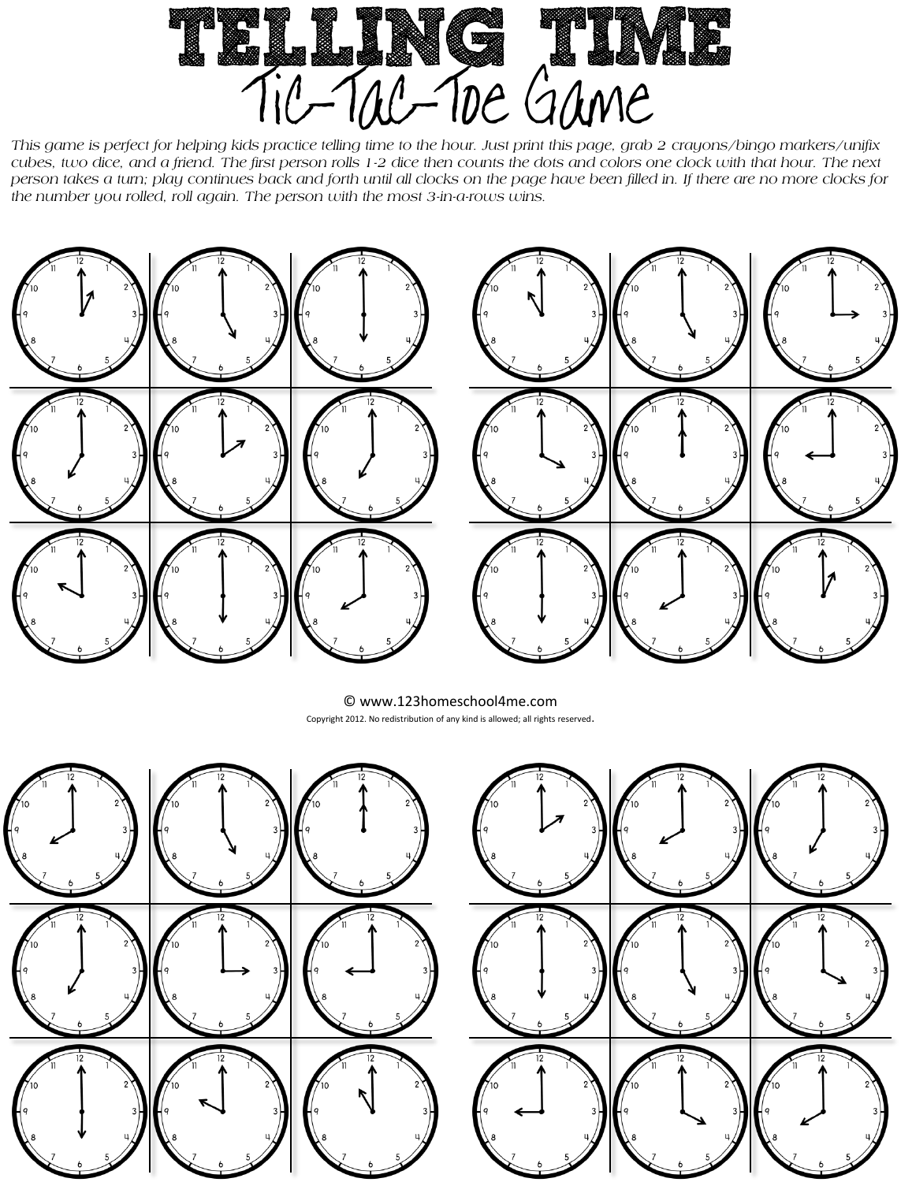# TELLING TIME

## Tic-Tac-Toe Game

*This game is perfect for helping kids practice telling time to the hour. Just print this page, grab 2 crayons/bingo markers/unifix cubes, two dice, and a friend. The first person rolls 1-2 dice then counts the dots and colors one clock with that hour. The next person takes a turn; play continues back and forth until all clocks on the page have been filled in. If there are no more clocks for the number you rolled, roll again. The person with the most 3-in-a-rows wins.*

© www.123homeschool4me.com

Copyright 2012. No redistribution of any kind is allowed; all rights reserved.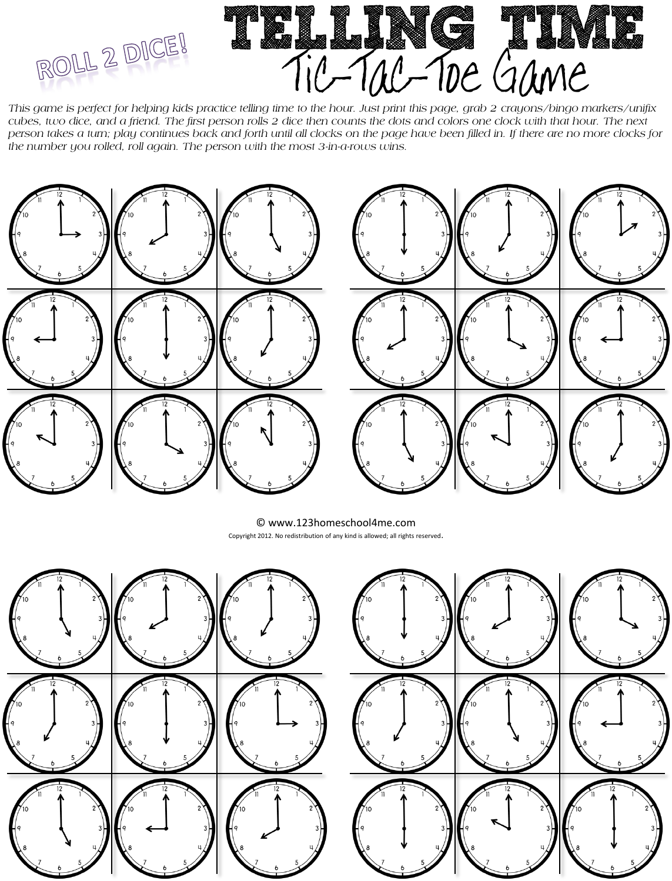ROLL 2 DICE!

# TELLING TIME Tic-Tac-Toe Game

*This game is perfect for helping kids practice telling time to the hour. Just print this page, grab 2 crayons/bingo markers/unifix cubes, two dice, and a friend. The first person rolls 2 dice then counts the dots and colors one clock with that hour. The next person takes a turn; play continues back and forth until all clocks on the page have been filled in. If there are no more clocks for the number you rolled, roll again. The person with the most 3-in-a-rows wins.*

© www.123homeschool4me.com

Copyright 2012. No redistribution of any kind is allowed; all rights reserved.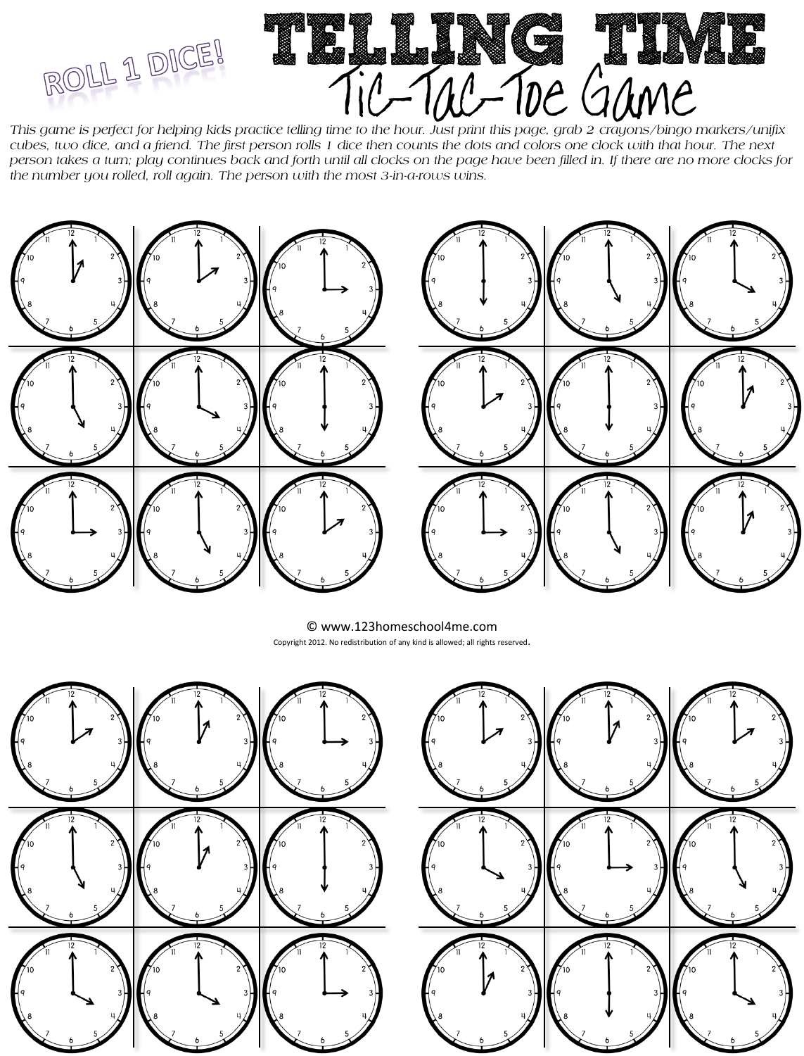ROLL 1 DICE!

# TELLING TIME

## Tic-Tac-Toe Game

*This game is perfect for helping kids practice telling time to the hour. Just print this page, grab 2 crayons/bingo markers/unifix cubes, two dice, and a friend. The first person rolls 1 dice then counts the dots and colors one clock with that hour. The next person takes a turn; play continues back and forth until all clocks on the page have been filled in. If there are no more clocks for the number you rolled, roll again. The person with the most 3-in-a-rows wins.*

© www.123homeschool4me.com

Copyright 2012. No redistribution of any kind is allowed; all rights reserved.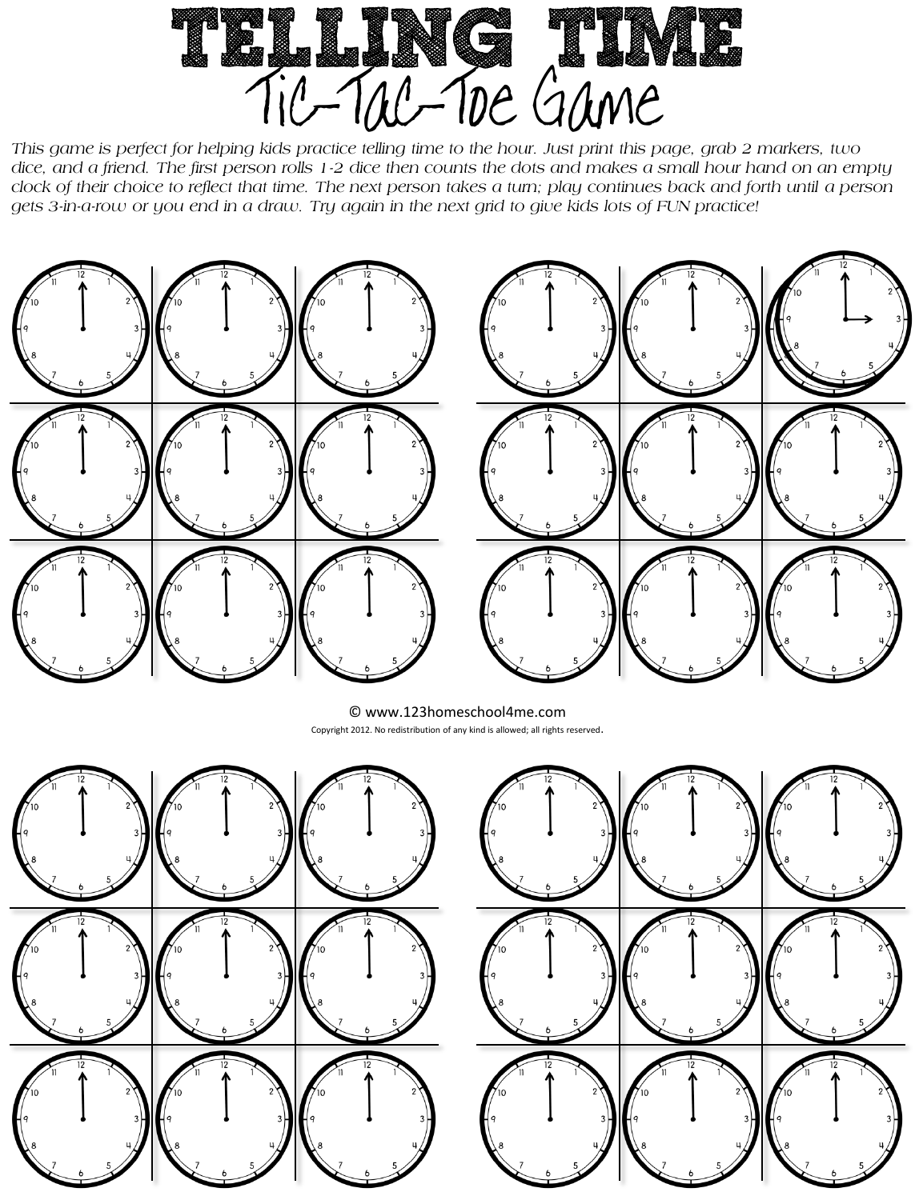# TELLING TIME

## Tic-Tac-Toe Game

*This game is perfect for helping kids practice telling time to the hour. Just print this page, grab 2 markers, two dice, and a friend. The first person rolls 1-2 dice then counts the dots and makes a small hour hand on an empty clock of their choice to reflect that time. The next person takes a turn; play continues back and forth until a person gets 3-in-a-row or you end in a draw. Try again in the next grid to give kids lots of FUN practice!*

© www.123homeschool4me.com

Copyright 2012. No redistribution of any kind is allowed; all rights reserved.